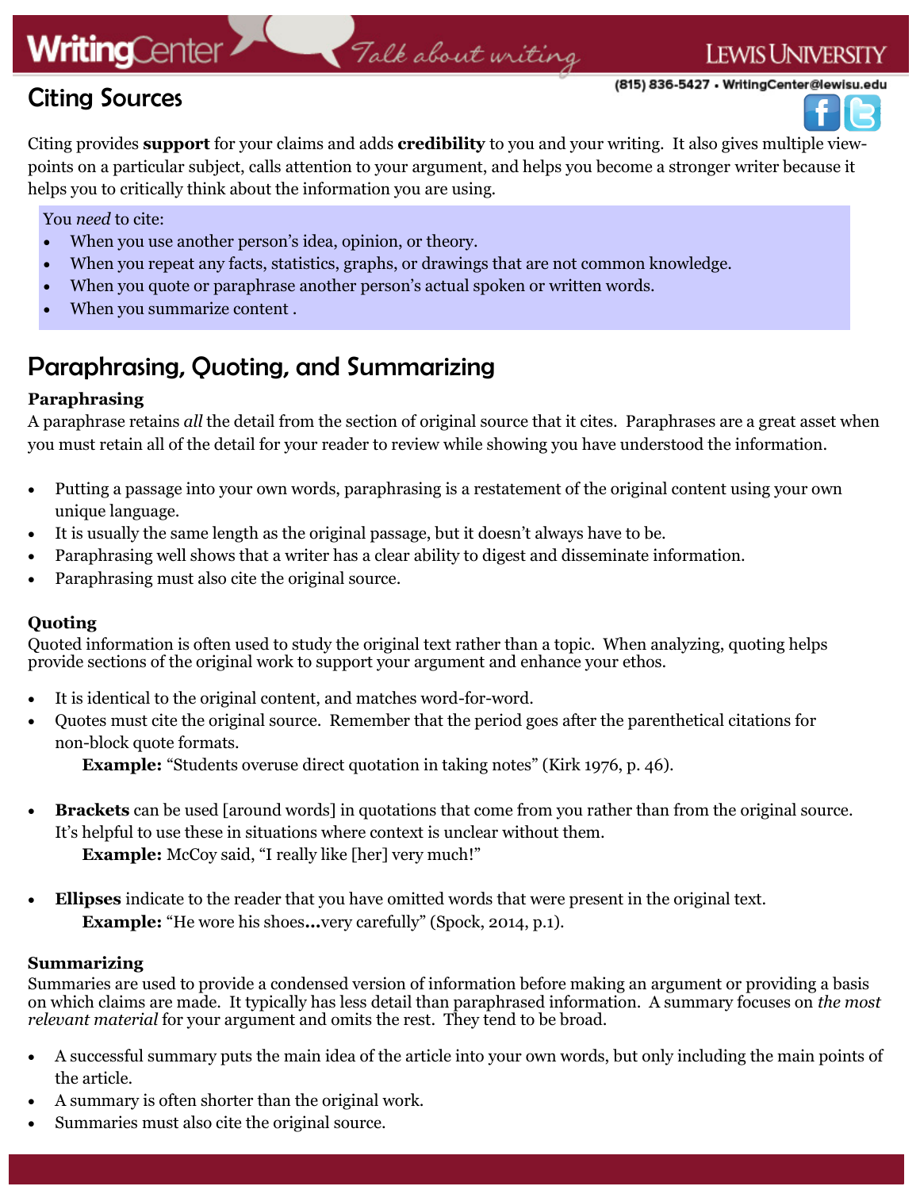# Citing Sources

Citing provides **support** for your claims and adds **credibility** to you and your writing. It also gives multiple view-points on a particular subject, calls attention to your argument, and helps you become a stronger writer because it helps you to critically think about the information you are using.

You *need* to cite:

- When you use another person's idea, opinion, or theory.
- When you repeat any facts, statistics, graphs, or drawings that are not common knowledge.
- When you quote or paraphrase another person's actual spoken or written words.
- When you summarize content .

## Paraphrasing, Quoting, and Summarizing

### Paraphrasing

A paraphrase retains *all* the detail from the section of original source that it cites. Paraphrases are a great asset when you must retain all of the detail for your reader to review while showing you have understood the information.

- Putting a passage into your own words, paraphrasing is a restatement of the original content using your own unique language.
- It is usually the same length as the original passage, but it doesn't always have to be.
- Paraphrasing well shows that a writer has a clear ability to digest and disseminate information.
- Paraphrasing must also cite the original source.

### Quoting

Quoted information is often used to study the original text rather than a topic. When analyzing, quoting helps provide sections of the original work to support your argument and enhance your ethos.

- It is identical to the original content, and matches word-for-word.
- Quotes must cite the original source. Remember that the period goes after the parenthetical citations for non-block quote formats.

  **Example:** "Students overuse direct quotation in taking notes" (Kirk 1976, p. 46).

- **Brackets** can be used [around words] in quotations that come from you rather than from the original source. It's helpful to use these in situations where context is unclear without them.

  **Example:** McCoy said, "I really like [her] very much!"

- **Ellipses** indicate to the reader that you have omitted words that were present in the original text.

  **Example:** "He wore his shoes**...**very carefully" (Spock, 2014, p.1).

### Summarizing

Summaries are used to provide a condensed version of information before making an argument or providing a basis on which claims are made. It typically has less detail than paraphrased information. A summary focuses on *the most relevant material* for your argument and omits the rest. They tend to be broad.

- A successful summary puts the main idea of the article into your own words, but only including the main points of the article.
- A summary is often shorter than the original work.
- Summaries must also cite the original source.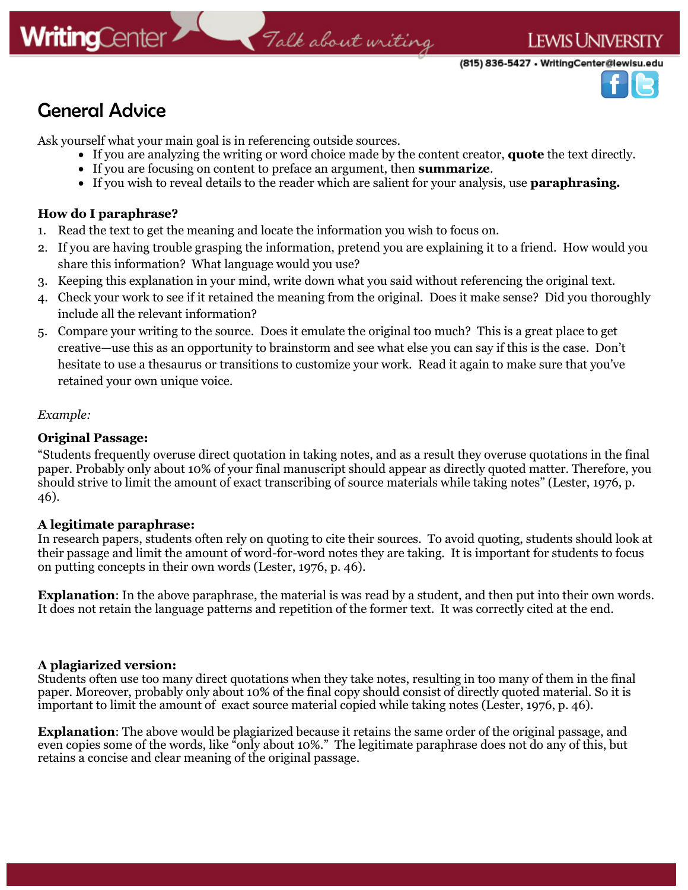## General Advice

Ask yourself what your main goal is in referencing outside sources.

- If you are analyzing the writing or word choice made by the content creator, **quote** the text directly.
- If you are focusing on content to preface an argument, then **summarize**.
- If you wish to reveal details to the reader which are salient for your analysis, use **paraphrasing.**

### How do I paraphrase?

1. Read the text to get the meaning and locate the information you wish to focus on.
2. If you are having trouble grasping the information, pretend you are explaining it to a friend. How would you share this information? What language would you use?
3. Keeping this explanation in your mind, write down what you said without referencing the original text.
4. Check your work to see if it retained the meaning from the original. Does it make sense? Did you thoroughly include all the relevant information?
5. Compare your writing to the source. Does it emulate the original too much? This is a great place to get creative—use this as an opportunity to brainstorm and see what else you can say if this is the case. Don't hesitate to use a thesaurus or transitions to customize your work. Read it again to make sure that you've retained your own unique voice.

*Example:*

**Original Passage:**

"Students frequently overuse direct quotation in taking notes, and as a result they overuse quotations in the final paper. Probably only about 10% of your final manuscript should appear as directly quoted matter. Therefore, you should strive to limit the amount of exact transcribing of source materials while taking notes" (Lester, 1976, p. 46).

**A legitimate paraphrase:**

In research papers, students often rely on quoting to cite their sources. To avoid quoting, students should look at their passage and limit the amount of word-for-word notes they are taking. It is important for students to focus on putting concepts in their own words (Lester, 1976, p. 46).

**Explanation**: In the above paraphrase, the material is was read by a student, and then put into their own words. It does not retain the language patterns and repetition of the former text. It was correctly cited at the end.

**A plagiarized version:**

Students often use too many direct quotations when they take notes, resulting in too many of them in the final paper. Moreover, probably only about 10% of the final copy should consist of directly quoted material. So it is important to limit the amount of exact source material copied while taking notes (Lester, 1976, p. 46).

**Explanation**: The above would be plagiarized because it retains the same order of the original passage, and even copies some of the words, like "only about 10%." The legitimate paraphrase does not do any of this, but retains a concise and clear meaning of the original passage.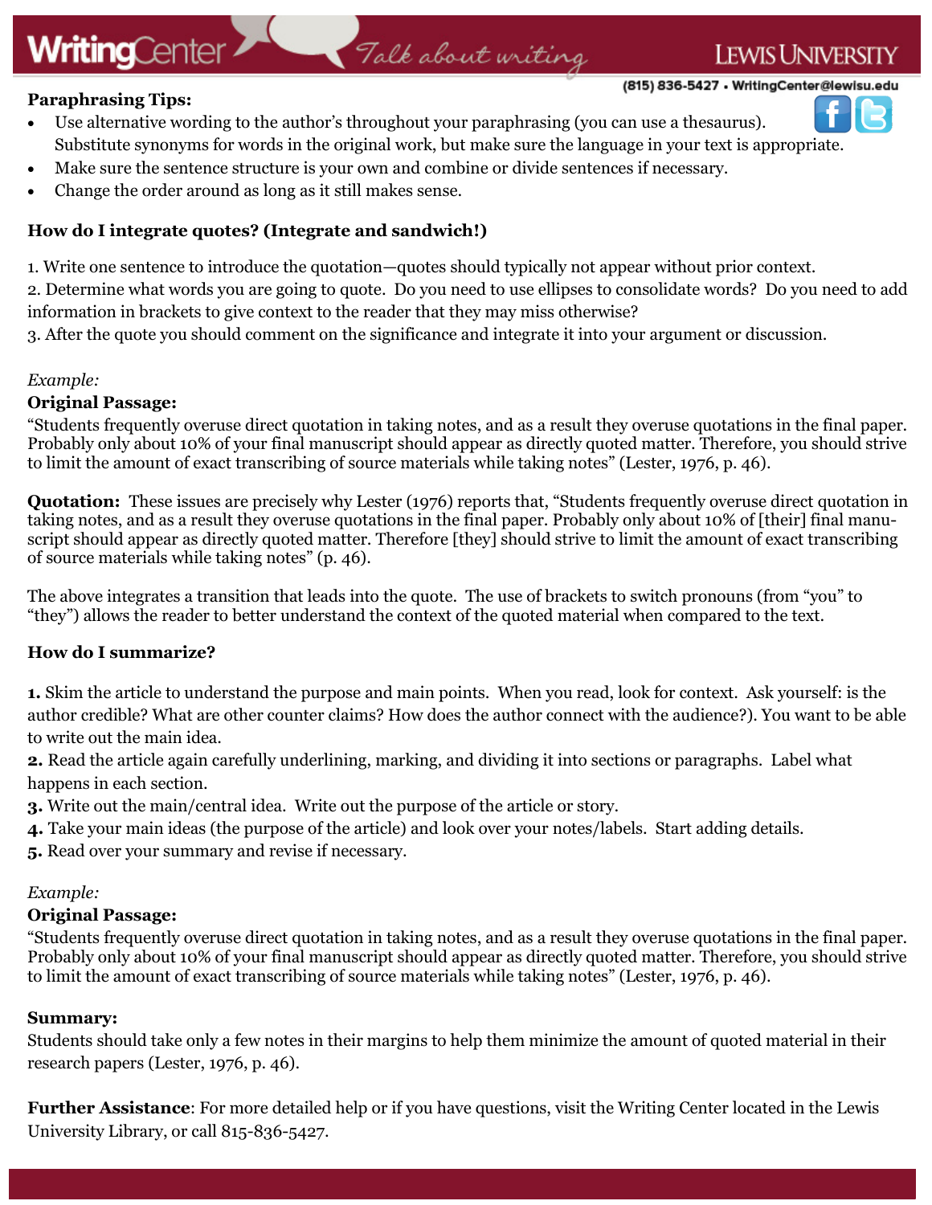**Paraphrasing Tips:**

- Use alternative wording to the author's throughout your paraphrasing (you can use a thesaurus). Substitute synonyms for words in the original work, but make sure the language in your text is appropriate.
- Make sure the sentence structure is your own and combine or divide sentences if necessary.
- Change the order around as long as it still makes sense.

**How do I integrate quotes? (Integrate and sandwich!)**

1. Write one sentence to introduce the quotation—quotes should typically not appear without prior context.
2. Determine what words you are going to quote. Do you need to use ellipses to consolidate words? Do you need to add information in brackets to give context to the reader that they may miss otherwise?
3. After the quote you should comment on the significance and integrate it into your argument or discussion.

*Example:*

**Original Passage:**

"Students frequently overuse direct quotation in taking notes, and as a result they overuse quotations in the final paper. Probably only about 10% of your final manuscript should appear as directly quoted matter. Therefore, you should strive to limit the amount of exact transcribing of source materials while taking notes" (Lester, 1976, p. 46).

**Quotation:** These issues are precisely why Lester (1976) reports that, "Students frequently overuse direct quotation in taking notes, and as a result they overuse quotations in the final paper. Probably only about 10% of [their] final manuscript should appear as directly quoted matter. Therefore [they] should strive to limit the amount of exact transcribing of source materials while taking notes" (p. 46).

The above integrates a transition that leads into the quote. The use of brackets to switch pronouns (from "you" to "they") allows the reader to better understand the context of the quoted material when compared to the text.

**How do I summarize?**

**1.** Skim the article to understand the purpose and main points. When you read, look for context. Ask yourself: is the author credible? What are other counter claims? How does the author connect with the audience?). You want to be able to write out the main idea.

**2.** Read the article again carefully underlining, marking, and dividing it into sections or paragraphs. Label what happens in each section.

**3.** Write out the main/central idea. Write out the purpose of the article or story.

**4.** Take your main ideas (the purpose of the article) and look over your notes/labels. Start adding details.

**5.** Read over your summary and revise if necessary.

*Example:*

**Original Passage:**

"Students frequently overuse direct quotation in taking notes, and as a result they overuse quotations in the final paper. Probably only about 10% of your final manuscript should appear as directly quoted matter. Therefore, you should strive to limit the amount of exact transcribing of source materials while taking notes" (Lester, 1976, p. 46).

**Summary:**

Students should take only a few notes in their margins to help them minimize the amount of quoted material in their research papers (Lester, 1976, p. 46).

**Further Assistance**: For more detailed help or if you have questions, visit the Writing Center located in the Lewis University Library, or call 815-836-5427.